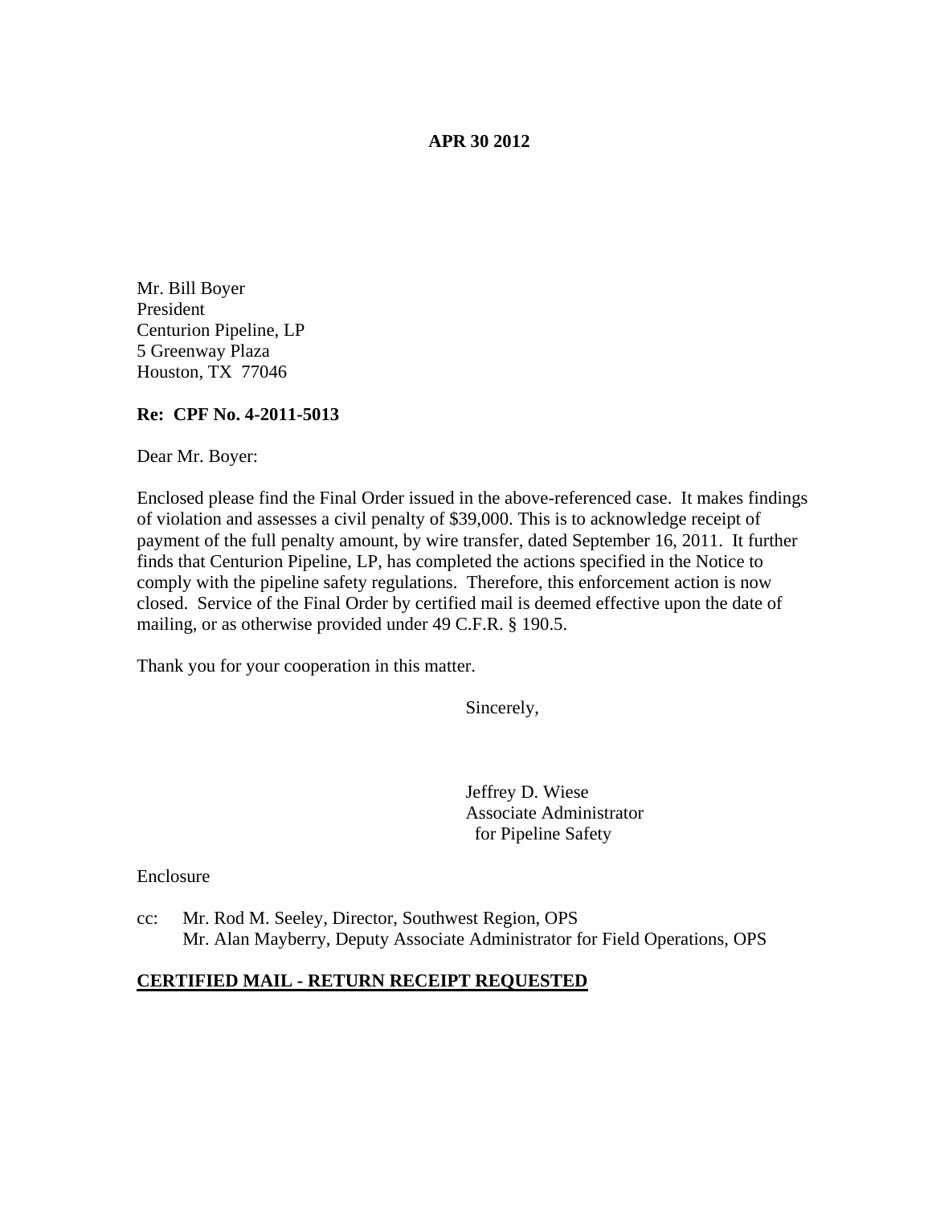**APR 30 2012**

Mr. Bill Boyer
President
Centurion Pipeline, LP
5 Greenway Plaza
Houston, TX 77046

**Re: CPF No. 4-2011-5013**

Dear Mr. Boyer:

Enclosed please find the Final Order issued in the above-referenced case. It makes findings of violation and assesses a civil penalty of $39,000. This is to acknowledge receipt of payment of the full penalty amount, by wire transfer, dated September 16, 2011. It further finds that Centurion Pipeline, LP, has completed the actions specified in the Notice to comply with the pipeline safety regulations. Therefore, this enforcement action is now closed. Service of the Final Order by certified mail is deemed effective upon the date of mailing, or as otherwise provided under 49 C.F.R. § 190.5.

Thank you for your cooperation in this matter.

Sincerely,

Jeffrey D. Wiese
Associate Administrator
for Pipeline Safety

Enclosure

cc: Mr. Rod M. Seeley, Director, Southwest Region, OPS
Mr. Alan Mayberry, Deputy Associate Administrator for Field Operations, OPS

**CERTIFIED MAIL - RETURN RECEIPT REQUESTED**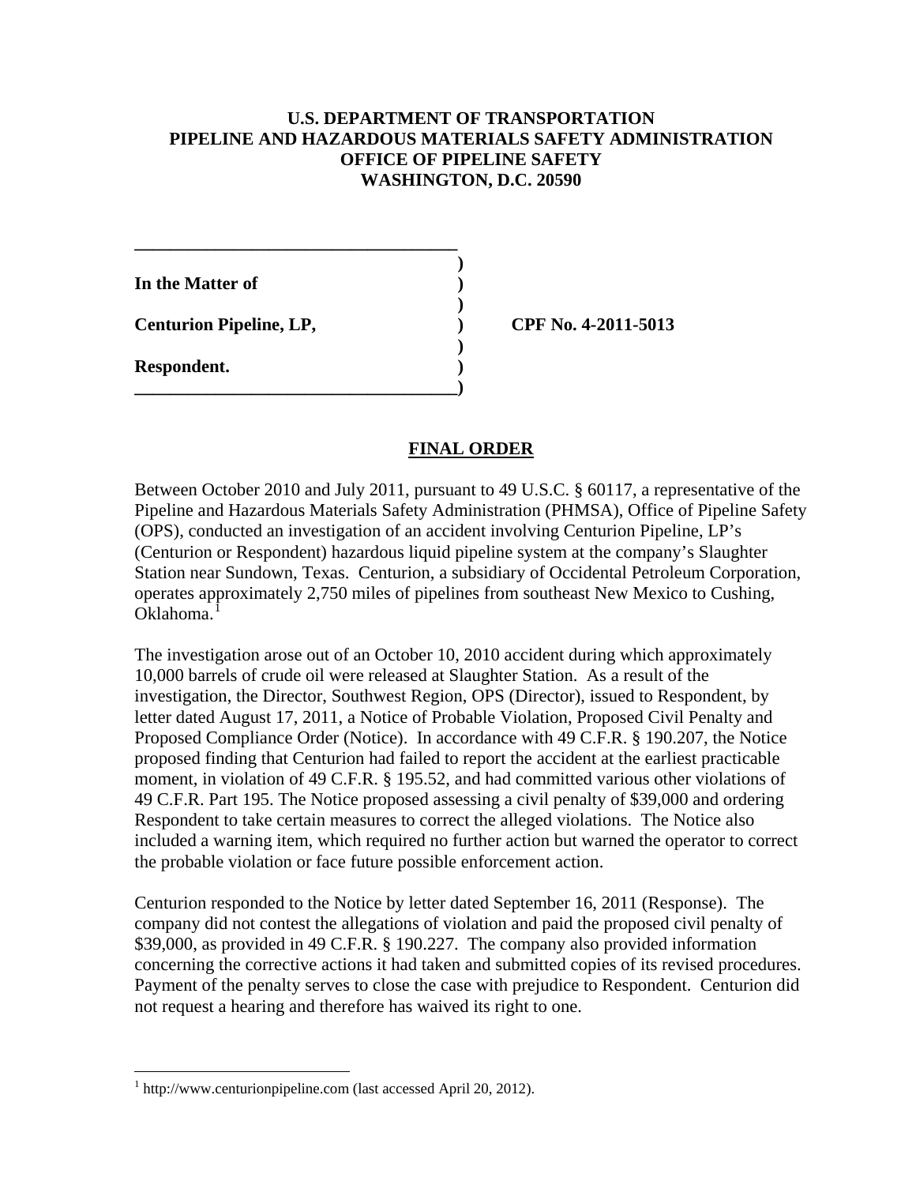**U.S. DEPARTMENT OF TRANSPORTATION**
**PIPELINE AND HAZARDOUS MATERIALS SAFETY ADMINISTRATION**
**OFFICE OF PIPELINE SAFETY**
**WASHINGTON, D.C. 20590**

**In the Matter of**

**Centurion Pipeline, LP,** **CPF No. 4-2011-5013**

**Respondent.**

## FINAL ORDER

Between October 2010 and July 2011, pursuant to 49 U.S.C. § 60117, a representative of the Pipeline and Hazardous Materials Safety Administration (PHMSA), Office of Pipeline Safety (OPS), conducted an investigation of an accident involving Centurion Pipeline, LP's (Centurion or Respondent) hazardous liquid pipeline system at the company's Slaughter Station near Sundown, Texas. Centurion, a subsidiary of Occidental Petroleum Corporation, operates approximately 2,750 miles of pipelines from southeast New Mexico to Cushing, Oklahoma.[1]

The investigation arose out of an October 10, 2010 accident during which approximately 10,000 barrels of crude oil were released at Slaughter Station. As a result of the investigation, the Director, Southwest Region, OPS (Director), issued to Respondent, by letter dated August 17, 2011, a Notice of Probable Violation, Proposed Civil Penalty and Proposed Compliance Order (Notice). In accordance with 49 C.F.R. § 190.207, the Notice proposed finding that Centurion had failed to report the accident at the earliest practicable moment, in violation of 49 C.F.R. § 195.52, and had committed various other violations of 49 C.F.R. Part 195. The Notice proposed assessing a civil penalty of $39,000 and ordering Respondent to take certain measures to correct the alleged violations. The Notice also included a warning item, which required no further action but warned the operator to correct the probable violation or face future possible enforcement action.

Centurion responded to the Notice by letter dated September 16, 2011 (Response). The company did not contest the allegations of violation and paid the proposed civil penalty of $39,000, as provided in 49 C.F.R. § 190.227. The company also provided information concerning the corrective actions it had taken and submitted copies of its revised procedures. Payment of the penalty serves to close the case with prejudice to Respondent. Centurion did not request a hearing and therefore has waived its right to one.

---

[1] http://www.centurionpipeline.com (last accessed April 20, 2012).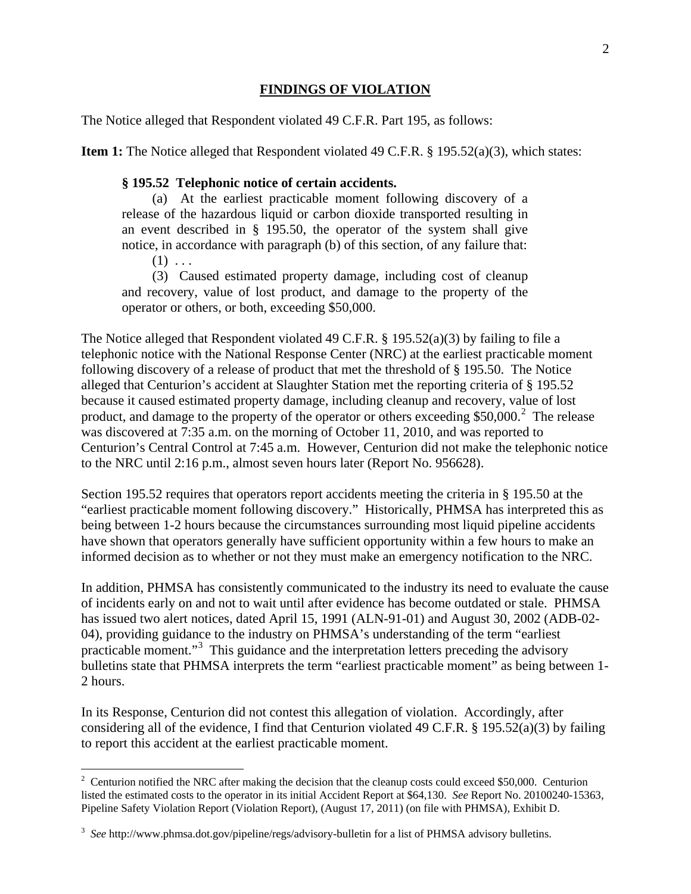## FINDINGS OF VIOLATION

The Notice alleged that Respondent violated 49 C.F.R. Part 195, as follows:

**Item 1:** The Notice alleged that Respondent violated 49 C.F.R. § 195.52(a)(3), which states:

> **§ 195.52 Telephonic notice of certain accidents.**
>
> (a) At the earliest practicable moment following discovery of a release of the hazardous liquid or carbon dioxide transported resulting in an event described in § 195.50, the operator of the system shall give notice, in accordance with paragraph (b) of this section, of any failure that:
>
> (1) . . .
>
> (3) Caused estimated property damage, including cost of cleanup and recovery, value of lost product, and damage to the property of the operator or others, or both, exceeding $50,000.

The Notice alleged that Respondent violated 49 C.F.R. § 195.52(a)(3) by failing to file a telephonic notice with the National Response Center (NRC) at the earliest practicable moment following discovery of a release of product that met the threshold of § 195.50. The Notice alleged that Centurion's accident at Slaughter Station met the reporting criteria of § 195.52 because it caused estimated property damage, including cleanup and recovery, value of lost product, and damage to the property of the operator or others exceeding $50,000.[2] The release was discovered at 7:35 a.m. on the morning of October 11, 2010, and was reported to Centurion's Central Control at 7:45 a.m. However, Centurion did not make the telephonic notice to the NRC until 2:16 p.m., almost seven hours later (Report No. 956628).

Section 195.52 requires that operators report accidents meeting the criteria in § 195.50 at the "earliest practicable moment following discovery." Historically, PHMSA has interpreted this as being between 1-2 hours because the circumstances surrounding most liquid pipeline accidents have shown that operators generally have sufficient opportunity within a few hours to make an informed decision as to whether or not they must make an emergency notification to the NRC.

In addition, PHMSA has consistently communicated to the industry its need to evaluate the cause of incidents early on and not to wait until after evidence has become outdated or stale. PHMSA has issued two alert notices, dated April 15, 1991 (ALN-91-01) and August 30, 2002 (ADB-02-04), providing guidance to the industry on PHMSA's understanding of the term "earliest practicable moment."[3] This guidance and the interpretation letters preceding the advisory bulletins state that PHMSA interprets the term "earliest practicable moment" as being between 1-2 hours.

In its Response, Centurion did not contest this allegation of violation. Accordingly, after considering all of the evidence, I find that Centurion violated 49 C.F.R. § 195.52(a)(3) by failing to report this accident at the earliest practicable moment.

---

[2] Centurion notified the NRC after making the decision that the cleanup costs could exceed $50,000. Centurion listed the estimated costs to the operator in its initial Accident Report at $64,130. *See* Report No. 20100240-15363, Pipeline Safety Violation Report (Violation Report), (August 17, 2011) (on file with PHMSA), Exhibit D.

[3] *See* http://www.phmsa.dot.gov/pipeline/regs/advisory-bulletin for a list of PHMSA advisory bulletins.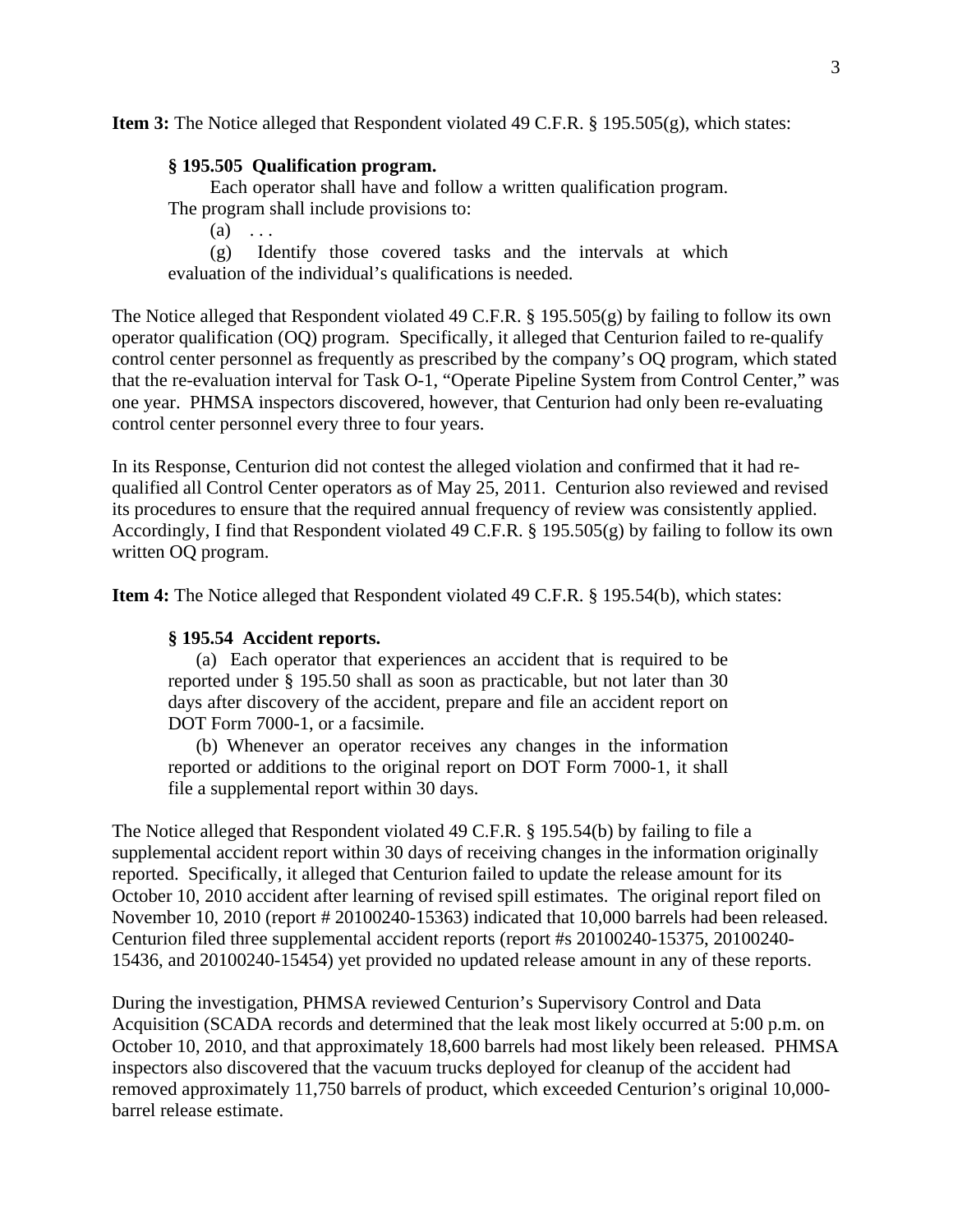**Item 3:** The Notice alleged that Respondent violated 49 C.F.R. § 195.505(g), which states:

> **§ 195.505 Qualification program.**
>
> Each operator shall have and follow a written qualification program. The program shall include provisions to:
>
> (a) . . .
>
> (g) Identify those covered tasks and the intervals at which evaluation of the individual's qualifications is needed.

The Notice alleged that Respondent violated 49 C.F.R. § 195.505(g) by failing to follow its own operator qualification (OQ) program. Specifically, it alleged that Centurion failed to re-qualify control center personnel as frequently as prescribed by the company's OQ program, which stated that the re-evaluation interval for Task O-1, "Operate Pipeline System from Control Center," was one year. PHMSA inspectors discovered, however, that Centurion had only been re-evaluating control center personnel every three to four years.

In its Response, Centurion did not contest the alleged violation and confirmed that it had re-qualified all Control Center operators as of May 25, 2011. Centurion also reviewed and revised its procedures to ensure that the required annual frequency of review was consistently applied. Accordingly, I find that Respondent violated 49 C.F.R. § 195.505(g) by failing to follow its own written OQ program.

**Item 4:** The Notice alleged that Respondent violated 49 C.F.R. § 195.54(b), which states:

> **§ 195.54 Accident reports.**
>
> (a) Each operator that experiences an accident that is required to be reported under § 195.50 shall as soon as practicable, but not later than 30 days after discovery of the accident, prepare and file an accident report on DOT Form 7000-1, or a facsimile.
>
> (b) Whenever an operator receives any changes in the information reported or additions to the original report on DOT Form 7000-1, it shall file a supplemental report within 30 days.

The Notice alleged that Respondent violated 49 C.F.R. § 195.54(b) by failing to file a supplemental accident report within 30 days of receiving changes in the information originally reported. Specifically, it alleged that Centurion failed to update the release amount for its October 10, 2010 accident after learning of revised spill estimates. The original report filed on November 10, 2010 (report # 20100240-15363) indicated that 10,000 barrels had been released. Centurion filed three supplemental accident reports (report #s 20100240-15375, 20100240-15436, and 20100240-15454) yet provided no updated release amount in any of these reports.

During the investigation, PHMSA reviewed Centurion's Supervisory Control and Data Acquisition (SCADA records and determined that the leak most likely occurred at 5:00 p.m. on October 10, 2010, and that approximately 18,600 barrels had most likely been released. PHMSA inspectors also discovered that the vacuum trucks deployed for cleanup of the accident had removed approximately 11,750 barrels of product, which exceeded Centurion's original 10,000-barrel release estimate.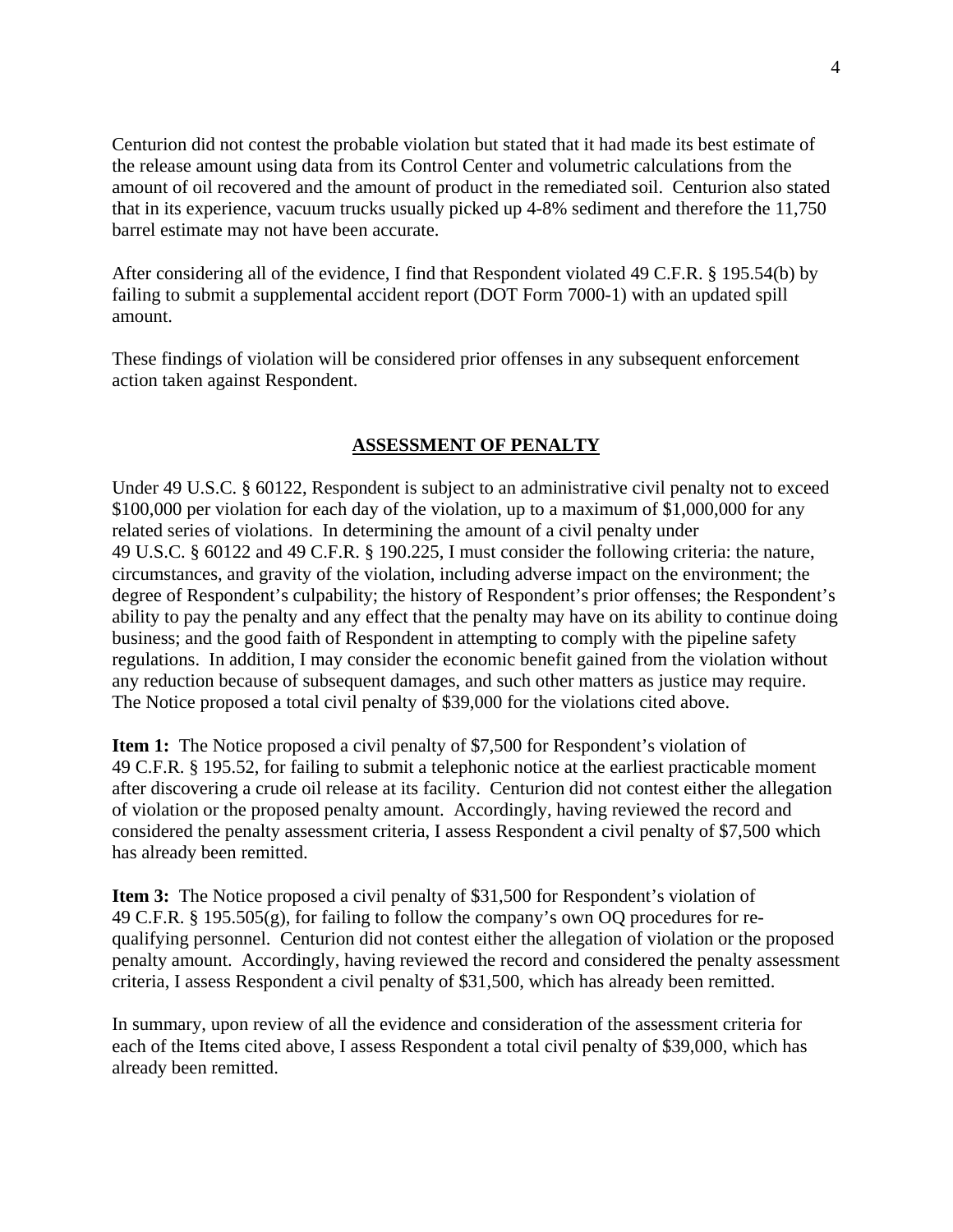Centurion did not contest the probable violation but stated that it had made its best estimate of the release amount using data from its Control Center and volumetric calculations from the amount of oil recovered and the amount of product in the remediated soil. Centurion also stated that in its experience, vacuum trucks usually picked up 4-8% sediment and therefore the 11,750 barrel estimate may not have been accurate.

After considering all of the evidence, I find that Respondent violated 49 C.F.R. § 195.54(b) by failing to submit a supplemental accident report (DOT Form 7000-1) with an updated spill amount.

These findings of violation will be considered prior offenses in any subsequent enforcement action taken against Respondent.

## ASSESSMENT OF PENALTY

Under 49 U.S.C. § 60122, Respondent is subject to an administrative civil penalty not to exceed $100,000 per violation for each day of the violation, up to a maximum of $1,000,000 for any related series of violations. In determining the amount of a civil penalty under 49 U.S.C. § 60122 and 49 C.F.R. § 190.225, I must consider the following criteria: the nature, circumstances, and gravity of the violation, including adverse impact on the environment; the degree of Respondent's culpability; the history of Respondent's prior offenses; the Respondent's ability to pay the penalty and any effect that the penalty may have on its ability to continue doing business; and the good faith of Respondent in attempting to comply with the pipeline safety regulations. In addition, I may consider the economic benefit gained from the violation without any reduction because of subsequent damages, and such other matters as justice may require. The Notice proposed a total civil penalty of $39,000 for the violations cited above.

**Item 1:** The Notice proposed a civil penalty of $7,500 for Respondent's violation of 49 C.F.R. § 195.52, for failing to submit a telephonic notice at the earliest practicable moment after discovering a crude oil release at its facility. Centurion did not contest either the allegation of violation or the proposed penalty amount. Accordingly, having reviewed the record and considered the penalty assessment criteria, I assess Respondent a civil penalty of $7,500 which has already been remitted.

**Item 3:** The Notice proposed a civil penalty of $31,500 for Respondent's violation of 49 C.F.R. § 195.505(g), for failing to follow the company's own OQ procedures for re-qualifying personnel. Centurion did not contest either the allegation of violation or the proposed penalty amount. Accordingly, having reviewed the record and considered the penalty assessment criteria, I assess Respondent a civil penalty of $31,500, which has already been remitted.

In summary, upon review of all the evidence and consideration of the assessment criteria for each of the Items cited above, I assess Respondent a total civil penalty of $39,000, which has already been remitted.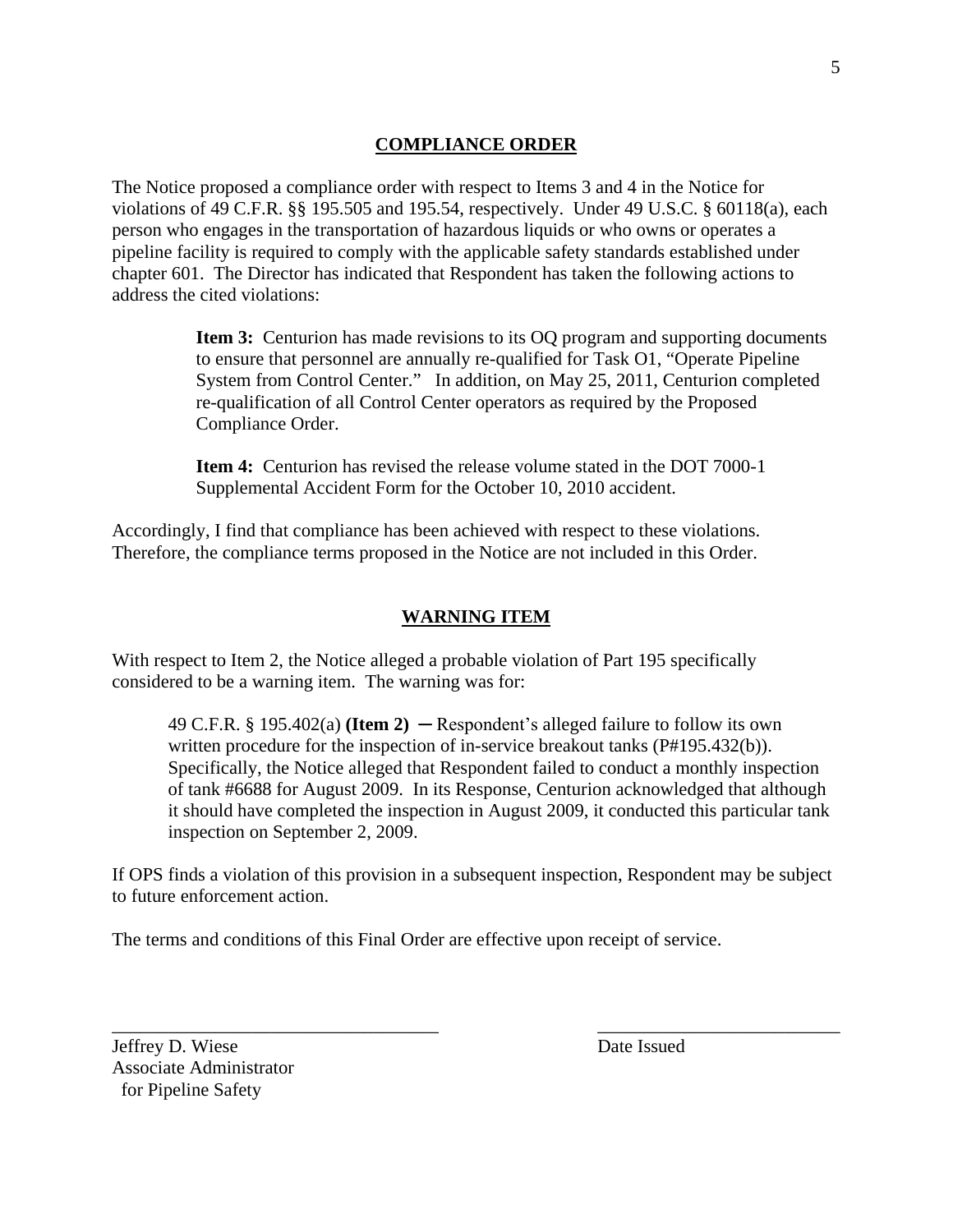## COMPLIANCE ORDER

The Notice proposed a compliance order with respect to Items 3 and 4 in the Notice for violations of 49 C.F.R. §§ 195.505 and 195.54, respectively. Under 49 U.S.C. § 60118(a), each person who engages in the transportation of hazardous liquids or who owns or operates a pipeline facility is required to comply with the applicable safety standards established under chapter 601. The Director has indicated that Respondent has taken the following actions to address the cited violations:

> **Item 3:** Centurion has made revisions to its OQ program and supporting documents to ensure that personnel are annually re-qualified for Task O1, "Operate Pipeline System from Control Center." In addition, on May 25, 2011, Centurion completed re-qualification of all Control Center operators as required by the Proposed Compliance Order.
>
> **Item 4:** Centurion has revised the release volume stated in the DOT 7000-1 Supplemental Accident Form for the October 10, 2010 accident.

Accordingly, I find that compliance has been achieved with respect to these violations. Therefore, the compliance terms proposed in the Notice are not included in this Order.

## WARNING ITEM

With respect to Item 2, the Notice alleged a probable violation of Part 195 specifically considered to be a warning item. The warning was for:

> 49 C.F.R. § 195.402(a) **(Item 2)** — Respondent's alleged failure to follow its own written procedure for the inspection of in-service breakout tanks (P#195.432(b)). Specifically, the Notice alleged that Respondent failed to conduct a monthly inspection of tank #6688 for August 2009. In its Response, Centurion acknowledged that although it should have completed the inspection in August 2009, it conducted this particular tank inspection on September 2, 2009.

If OPS finds a violation of this provision in a subsequent inspection, Respondent may be subject to future enforcement action.

The terms and conditions of this Final Order are effective upon receipt of service.

\_\_\_\_\_\_\_\_\_\_\_\_\_\_\_\_\_\_\_\_\_\_\_\_\_\_\_\_\_\_\_\_\_\_\_ &nbsp;&nbsp;&nbsp;&nbsp;&nbsp;&nbsp;&nbsp;&nbsp; \_\_\_\_\_\_\_\_\_\_\_\_\_\_\_\_\_\_\_\_\_\_\_\_\_\_

Jeffrey D. Wiese
Associate Administrator
for Pipeline Safety

Date Issued